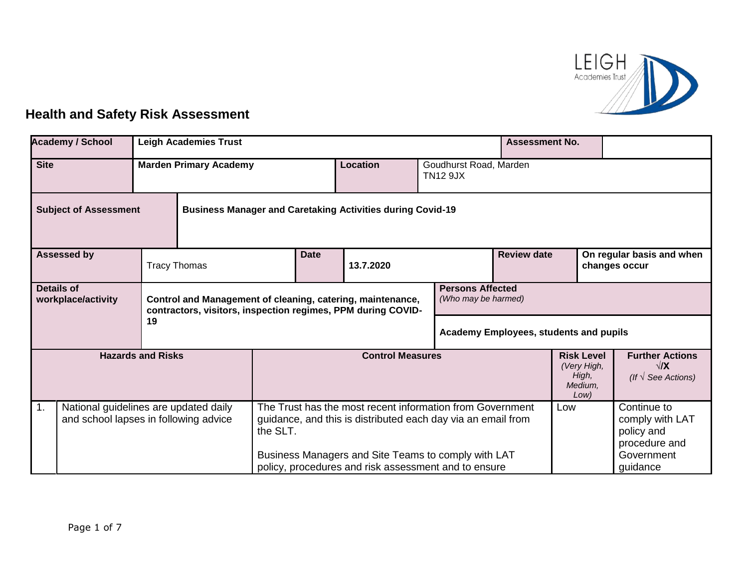## Health and Safety Risk Assessment

| **Academy / School** | **Leigh Academies Trust** | | | **Assessment No.** | |
|---|---|---|---|---|---|
| **Site** | **Marden Primary Academy** | **Location** | Goudhurst Road, Marden TN12 9JX | | |
| **Subject of Assessment** | **Business Manager and Caretaking Activities during Covid-19** | | | | |
| **Assessed by** | Tracy Thomas | **Date** | **13.7.2020** | **Review date** | **On regular basis and when changes occur** |
| **Details of workplace/activity** | **Control and Management of cleaning, catering, maintenance, contractors, visitors, inspection regimes, PPM during COVID-19** | | **Persons Affected** *(Who may be harmed)* **Academy Employees, students and pupils** | | |

| | **Hazards and Risks** | **Control Measures** | **Risk Level** *(Very High, High, Medium, Low)* | **Further Actions** √/**X** *(If √ See Actions)* |
|---|---|---|---|---|
| 1. | National guidelines are updated daily and school lapses in following advice | The Trust has the most recent information from Government guidance, and this is distributed each day via an email from the SLT.<br><br>Business Managers and Site Teams to comply with LAT policy, procedures and risk assessment and to ensure | Low | Continue to comply with LAT policy and procedure and Government guidance |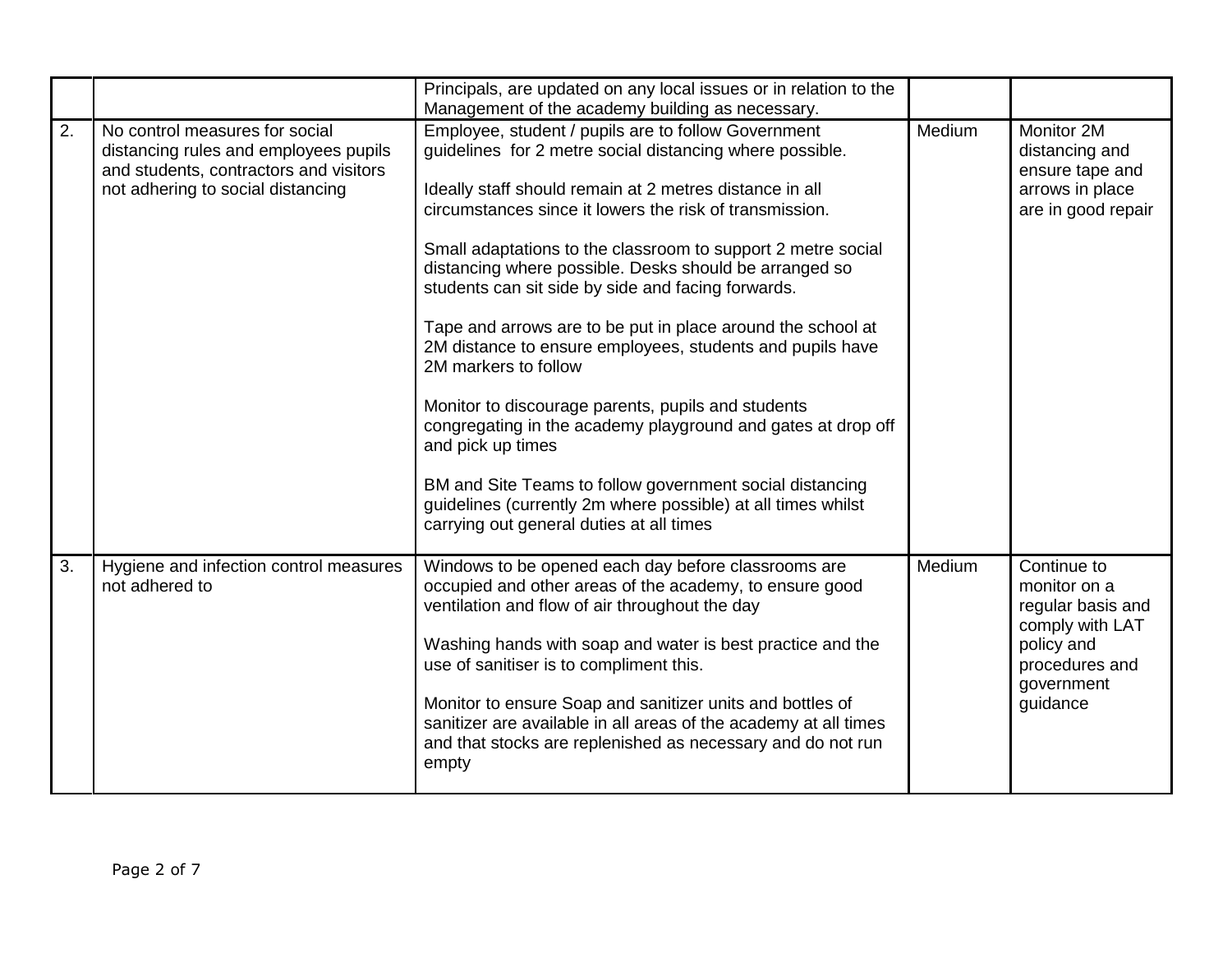| | | | | |
|---|---|---|---|---|
| | | Principals, are updated on any local issues or in relation to the Management of the academy building as necessary. | | |
| 2. | No control measures for social distancing rules and employees pupils and students, contractors and visitors not adhering to social distancing | Employee, student / pupils are to follow Government guidelines for 2 metre social distancing where possible.<br><br>Ideally staff should remain at 2 metres distance in all circumstances since it lowers the risk of transmission.<br><br>Small adaptations to the classroom to support 2 metre social distancing where possible. Desks should be arranged so students can sit side by side and facing forwards.<br><br>Tape and arrows are to be put in place around the school at 2M distance to ensure employees, students and pupils have 2M markers to follow<br><br>Monitor to discourage parents, pupils and students congregating in the academy playground and gates at drop off and pick up times<br><br>BM and Site Teams to follow government social distancing guidelines (currently 2m where possible) at all times whilst carrying out general duties at all times | Medium | Monitor 2M distancing and ensure tape and arrows in place are in good repair |
| 3. | Hygiene and infection control measures not adhered to | Windows to be opened each day before classrooms are occupied and other areas of the academy, to ensure good ventilation and flow of air throughout the day<br><br>Washing hands with soap and water is best practice and the use of sanitiser is to compliment this.<br><br>Monitor to ensure Soap and sanitizer units and bottles of sanitizer are available in all areas of the academy at all times and that stocks are replenished as necessary and do not run empty | Medium | Continue to monitor on a regular basis and comply with LAT policy and procedures and government guidance |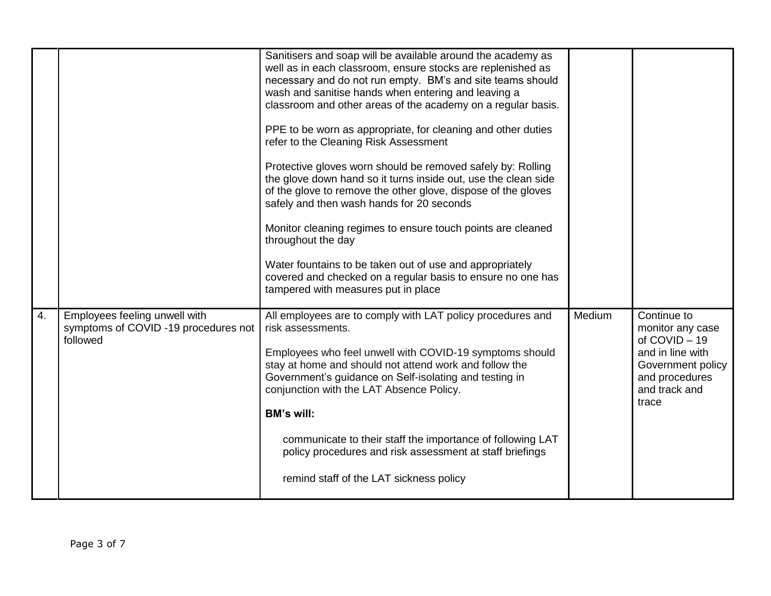| | | | | |
|---|---|---|---|---|
| | | Sanitisers and soap will be available around the academy as well as in each classroom, ensure stocks are replenished as necessary and do not run empty. BM's and site teams should wash and sanitise hands when entering and leaving a classroom and other areas of the academy on a regular basis.<br><br>PPE to be worn as appropriate, for cleaning and other duties refer to the Cleaning Risk Assessment<br><br>Protective gloves worn should be removed safely by: Rolling the glove down hand so it turns inside out, use the clean side of the glove to remove the other glove, dispose of the gloves safely and then wash hands for 20 seconds<br><br>Monitor cleaning regimes to ensure touch points are cleaned throughout the day<br><br>Water fountains to be taken out of use and appropriately covered and checked on a regular basis to ensure no one has tampered with measures put in place | | |
| 4. | Employees feeling unwell with symptoms of COVID -19 procedures not followed | All employees are to comply with LAT policy procedures and risk assessments.<br><br>Employees who feel unwell with COVID-19 symptoms should stay at home and should not attend work and follow the Government's guidance on Self-isolating and testing in conjunction with the LAT Absence Policy.<br><br>**BM's will:**<br><br>communicate to their staff the importance of following LAT policy procedures and risk assessment at staff briefings<br><br>remind staff of the LAT sickness policy | Medium | Continue to monitor any case of COVID – 19 and in line with Government policy and procedures and track and trace |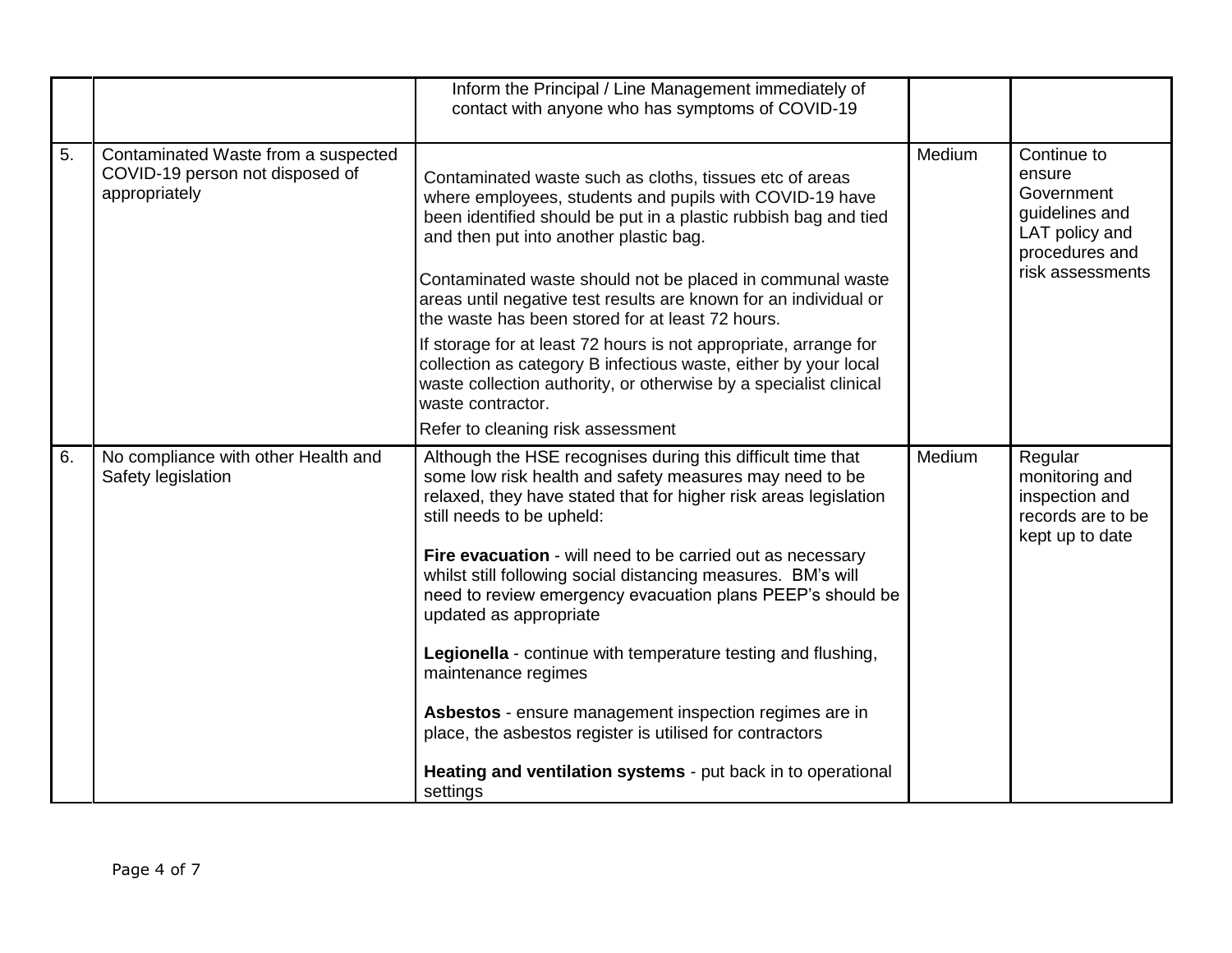| | | | | |
|---|---|---|---|---|
| | | Inform the Principal / Line Management immediately of contact with anyone who has symptoms of COVID-19 | | |
| 5. | Contaminated Waste from a suspected COVID-19 person not disposed of appropriately | Contaminated waste such as cloths, tissues etc of areas where employees, students and pupils with COVID-19 have been identified should be put in a plastic rubbish bag and tied and then put into another plastic bag.<br><br>Contaminated waste should not be placed in communal waste areas until negative test results are known for an individual or the waste has been stored for at least 72 hours.<br><br>If storage for at least 72 hours is not appropriate, arrange for collection as category B infectious waste, either by your local waste collection authority, or otherwise by a specialist clinical waste contractor.<br><br>Refer to cleaning risk assessment | Medium | Continue to ensure Government guidelines and LAT policy and procedures and risk assessments |
| 6. | No compliance with other Health and Safety legislation | Although the HSE recognises during this difficult time that some low risk health and safety measures may need to be relaxed, they have stated that for higher risk areas legislation still needs to be upheld:<br><br>**Fire evacuation** - will need to be carried out as necessary whilst still following social distancing measures. BM's will need to review emergency evacuation plans PEEP's should be updated as appropriate<br><br>**Legionella** - continue with temperature testing and flushing, maintenance regimes<br><br>**Asbestos** - ensure management inspection regimes are in place, the asbestos register is utilised for contractors<br><br>**Heating and ventilation systems** - put back in to operational settings | Medium | Regular monitoring and inspection and records are to be kept up to date |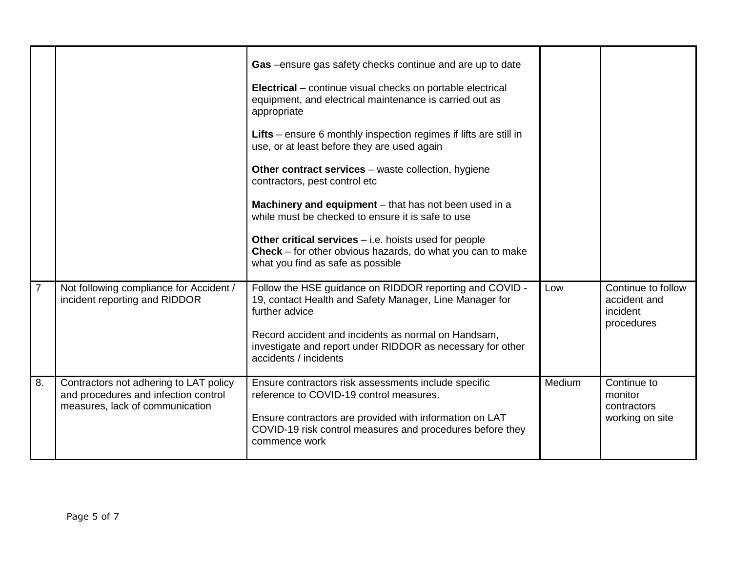| | | | | |
|---|---|---|---|---|
| | | **Gas** –ensure gas safety checks continue and are up to date<br><br>**Electrical** – continue visual checks on portable electrical equipment, and electrical maintenance is carried out as appropriate<br><br>**Lifts** – ensure 6 monthly inspection regimes if lifts are still in use, or at least before they are used again<br><br>**Other contract services** – waste collection, hygiene contractors, pest control etc<br><br>**Machinery and equipment** – that has not been used in a while must be checked to ensure it is safe to use<br><br>**Other critical services** – i.e. hoists used for people<br>**Check** – for other obvious hazards, do what you can to make what you find as safe as possible | | |
| 7 | Not following compliance for Accident / incident reporting and RIDDOR | Follow the HSE guidance on RIDDOR reporting and COVID - 19, contact Health and Safety Manager, Line Manager for further advice<br><br>Record accident and incidents as normal on Handsam, investigate and report under RIDDOR as necessary for other accidents / incidents | Low | Continue to follow accident and incident procedures |
| 8. | Contractors not adhering to LAT policy and procedures and infection control measures, lack of communication | Ensure contractors risk assessments include specific reference to COVID-19 control measures.<br><br>Ensure contractors are provided with information on LAT COVID-19 risk control measures and procedures before they commence work | Medium | Continue to monitor contractors working on site |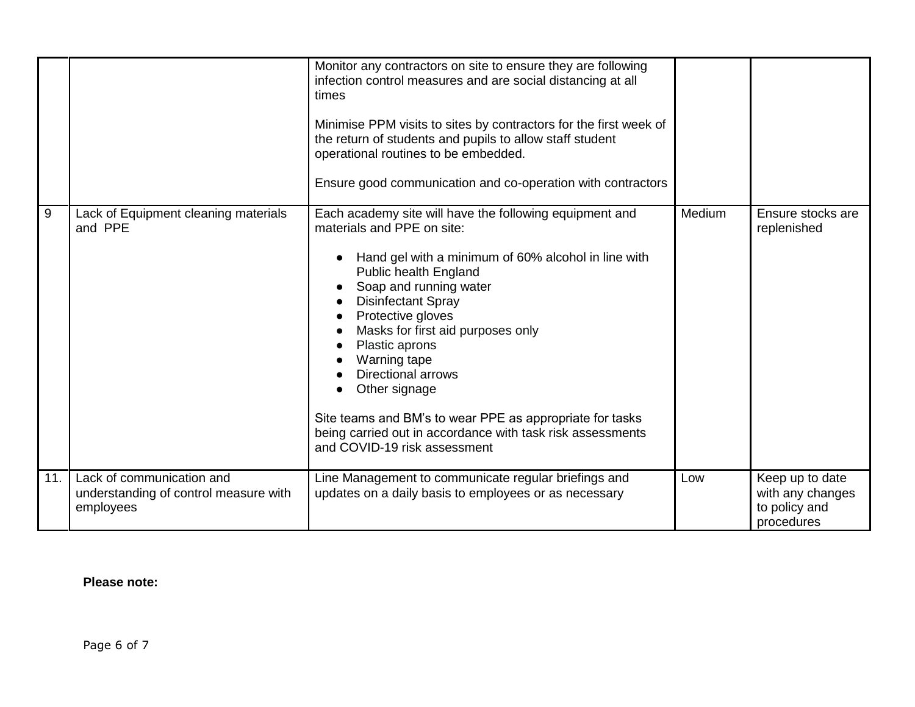| | | | | |
|---|---|---|---|---|
| | | Monitor any contractors on site to ensure they are following infection control measures and are social distancing at all times<br><br>Minimise PPM visits to sites by contractors for the first week of the return of students and pupils to allow staff student operational routines to be embedded.<br><br>Ensure good communication and co-operation with contractors | | |
| 9 | Lack of Equipment cleaning materials and PPE | Each academy site will have the following equipment and materials and PPE on site:<br><br>• Hand gel with a minimum of 60% alcohol in line with Public health England<br>• Soap and running water<br>• Disinfectant Spray<br>• Protective gloves<br>• Masks for first aid purposes only<br>• Plastic aprons<br>• Warning tape<br>• Directional arrows<br>• Other signage<br><br>Site teams and BM's to wear PPE as appropriate for tasks being carried out in accordance with task risk assessments and COVID-19 risk assessment | Medium | Ensure stocks are replenished |
| 11. | Lack of communication and understanding of control measure with employees | Line Management to communicate regular briefings and updates on a daily basis to employees or as necessary | Low | Keep up to date with any changes to policy and procedures |

**Please note:**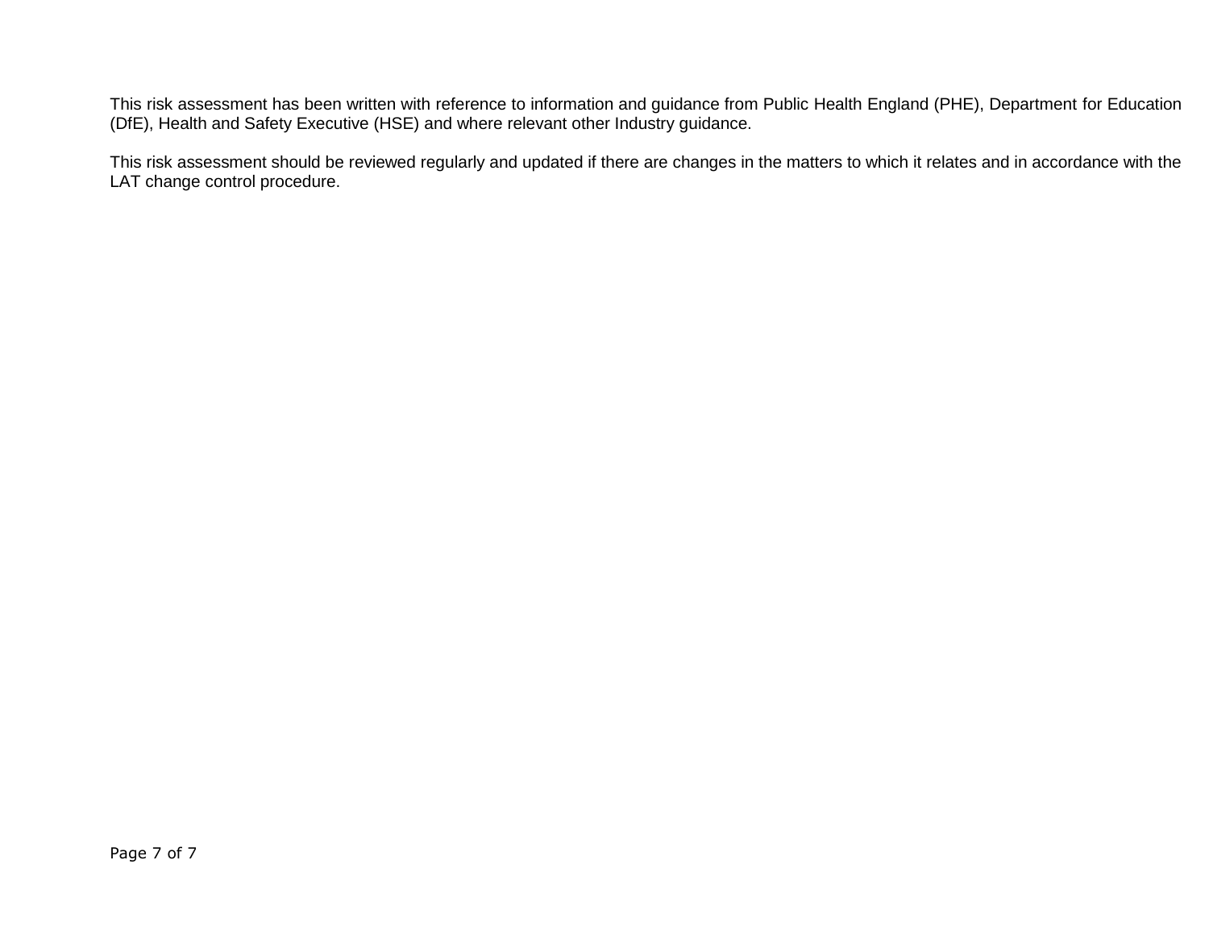This risk assessment has been written with reference to information and guidance from Public Health England (PHE), Department for Education (DfE), Health and Safety Executive (HSE) and where relevant other Industry guidance.

This risk assessment should be reviewed regularly and updated if there are changes in the matters to which it relates and in accordance with the LAT change control procedure.